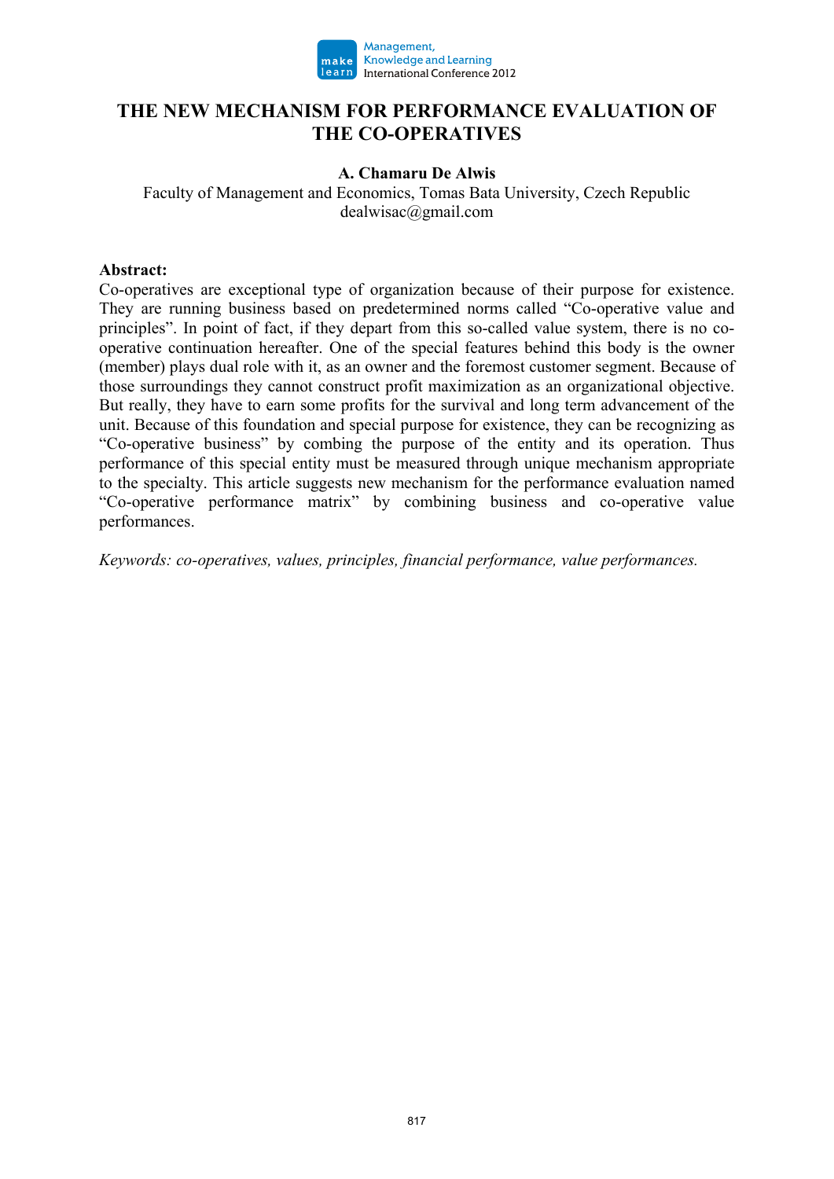# THE NEW MECHANISM FOR PERFORMANCE EVALUATION OF THE CO-OPERATIVES

**A. Chamaru De Alwis**

Faculty of Management and Economics, Tomas Bata University, Czech Republic
dealwisac@gmail.com

**Abstract:**

Co-operatives are exceptional type of organization because of their purpose for existence. They are running business based on predetermined norms called "Co-operative value and principles". In point of fact, if they depart from this so-called value system, there is no co-operative continuation hereafter. One of the special features behind this body is the owner (member) plays dual role with it, as an owner and the foremost customer segment. Because of those surroundings they cannot construct profit maximization as an organizational objective. But really, they have to earn some profits for the survival and long term advancement of the unit. Because of this foundation and special purpose for existence, they can be recognizing as "Co-operative business" by combing the purpose of the entity and its operation. Thus performance of this special entity must be measured through unique mechanism appropriate to the specialty. This article suggests new mechanism for the performance evaluation named "Co-operative performance matrix" by combining business and co-operative value performances.

*Keywords: co-operatives, values, principles, financial performance, value performances.*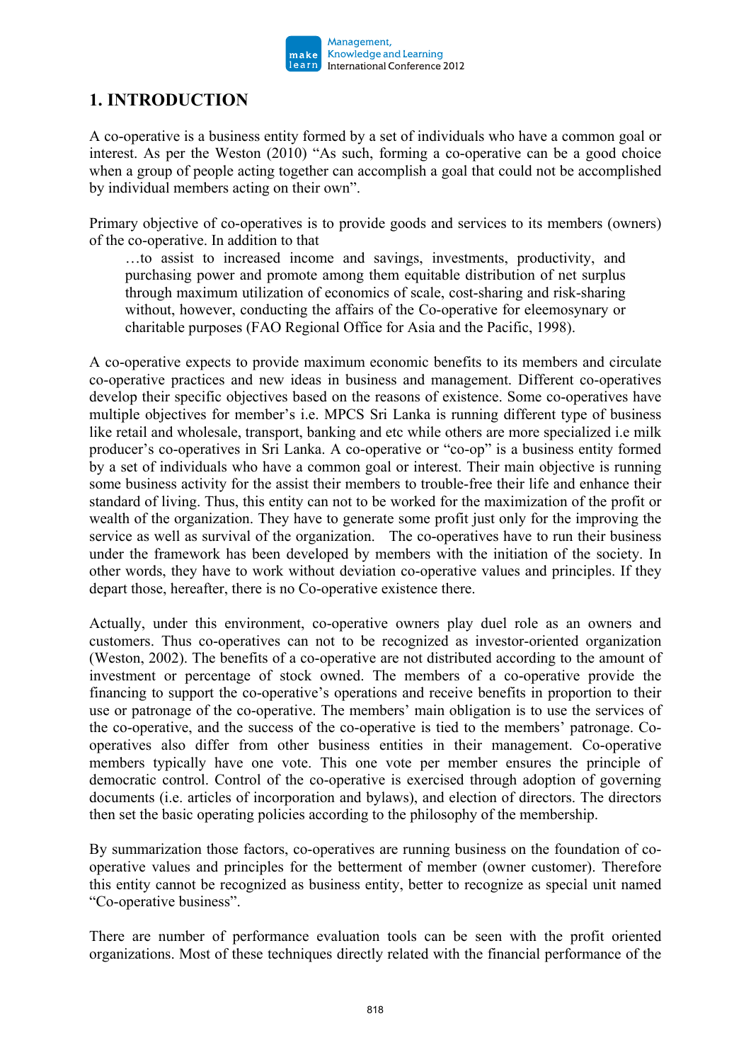## 1. INTRODUCTION

A co-operative is a business entity formed by a set of individuals who have a common goal or interest. As per the Weston (2010) "As such, forming a co-operative can be a good choice when a group of people acting together can accomplish a goal that could not be accomplished by individual members acting on their own".

Primary objective of co-operatives is to provide goods and services to its members (owners) of the co-operative. In addition to that

> …to assist to increased income and savings, investments, productivity, and purchasing power and promote among them equitable distribution of net surplus through maximum utilization of economics of scale, cost-sharing and risk-sharing without, however, conducting the affairs of the Co-operative for eleemosynary or charitable purposes (FAO Regional Office for Asia and the Pacific, 1998).

A co-operative expects to provide maximum economic benefits to its members and circulate co-operative practices and new ideas in business and management. Different co-operatives develop their specific objectives based on the reasons of existence. Some co-operatives have multiple objectives for member's i.e. MPCS Sri Lanka is running different type of business like retail and wholesale, transport, banking and etc while others are more specialized i.e milk producer's co-operatives in Sri Lanka. A co-operative or "co-op" is a business entity formed by a set of individuals who have a common goal or interest. Their main objective is running some business activity for the assist their members to trouble-free their life and enhance their standard of living. Thus, this entity can not to be worked for the maximization of the profit or wealth of the organization. They have to generate some profit just only for the improving the service as well as survival of the organization. The co-operatives have to run their business under the framework has been developed by members with the initiation of the society. In other words, they have to work without deviation co-operative values and principles. If they depart those, hereafter, there is no Co-operative existence there.

Actually, under this environment, co-operative owners play duel role as an owners and customers. Thus co-operatives can not to be recognized as investor-oriented organization (Weston, 2002). The benefits of a co-operative are not distributed according to the amount of investment or percentage of stock owned. The members of a co-operative provide the financing to support the co-operative's operations and receive benefits in proportion to their use or patronage of the co-operative. The members' main obligation is to use the services of the co-operative, and the success of the co-operative is tied to the members' patronage. Co-operatives also differ from other business entities in their management. Co-operative members typically have one vote. This one vote per member ensures the principle of democratic control. Control of the co-operative is exercised through adoption of governing documents (i.e. articles of incorporation and bylaws), and election of directors. The directors then set the basic operating policies according to the philosophy of the membership.

By summarization those factors, co-operatives are running business on the foundation of co-operative values and principles for the betterment of member (owner customer). Therefore this entity cannot be recognized as business entity, better to recognize as special unit named "Co-operative business".

There are number of performance evaluation tools can be seen with the profit oriented organizations. Most of these techniques directly related with the financial performance of the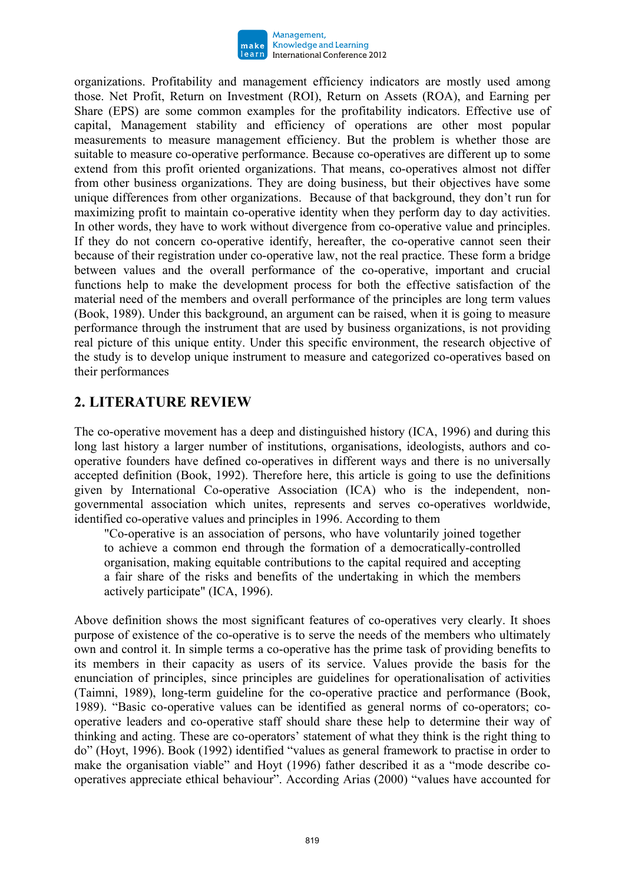organizations. Profitability and management efficiency indicators are mostly used among those. Net Profit, Return on Investment (ROI), Return on Assets (ROA), and Earning per Share (EPS) are some common examples for the profitability indicators. Effective use of capital, Management stability and efficiency of operations are other most popular measurements to measure management efficiency. But the problem is whether those are suitable to measure co-operative performance. Because co-operatives are different up to some extend from this profit oriented organizations. That means, co-operatives almost not differ from other business organizations. They are doing business, but their objectives have some unique differences from other organizations. Because of that background, they don't run for maximizing profit to maintain co-operative identity when they perform day to day activities. In other words, they have to work without divergence from co-operative value and principles. If they do not concern co-operative identify, hereafter, the co-operative cannot seen their because of their registration under co-operative law, not the real practice. These form a bridge between values and the overall performance of the co-operative, important and crucial functions help to make the development process for both the effective satisfaction of the material need of the members and overall performance of the principles are long term values (Book, 1989). Under this background, an argument can be raised, when it is going to measure performance through the instrument that are used by business organizations, is not providing real picture of this unique entity. Under this specific environment, the research objective of the study is to develop unique instrument to measure and categorized co-operatives based on their performances

## 2. LITERATURE REVIEW

The co-operative movement has a deep and distinguished history (ICA, 1996) and during this long last history a larger number of institutions, organisations, ideologists, authors and co-operative founders have defined co-operatives in different ways and there is no universally accepted definition (Book, 1992). Therefore here, this article is going to use the definitions given by International Co-operative Association (ICA) who is the independent, non-governmental association which unites, represents and serves co-operatives worldwide, identified co-operative values and principles in 1996. According to them

> "Co-operative is an association of persons, who have voluntarily joined together to achieve a common end through the formation of a democratically-controlled organisation, making equitable contributions to the capital required and accepting a fair share of the risks and benefits of the undertaking in which the members actively participate" (ICA, 1996).

Above definition shows the most significant features of co-operatives very clearly. It shoes purpose of existence of the co-operative is to serve the needs of the members who ultimately own and control it. In simple terms a co-operative has the prime task of providing benefits to its members in their capacity as users of its service. Values provide the basis for the enunciation of principles, since principles are guidelines for operationalisation of activities (Taimni, 1989), long-term guideline for the co-operative practice and performance (Book, 1989). "Basic co-operative values can be identified as general norms of co-operators; co-operative leaders and co-operative staff should share these help to determine their way of thinking and acting. These are co-operators' statement of what they think is the right thing to do" (Hoyt, 1996). Book (1992) identified "values as general framework to practise in order to make the organisation viable" and Hoyt (1996) father described it as a "mode describe co-operatives appreciate ethical behaviour". According Arias (2000) "values have accounted for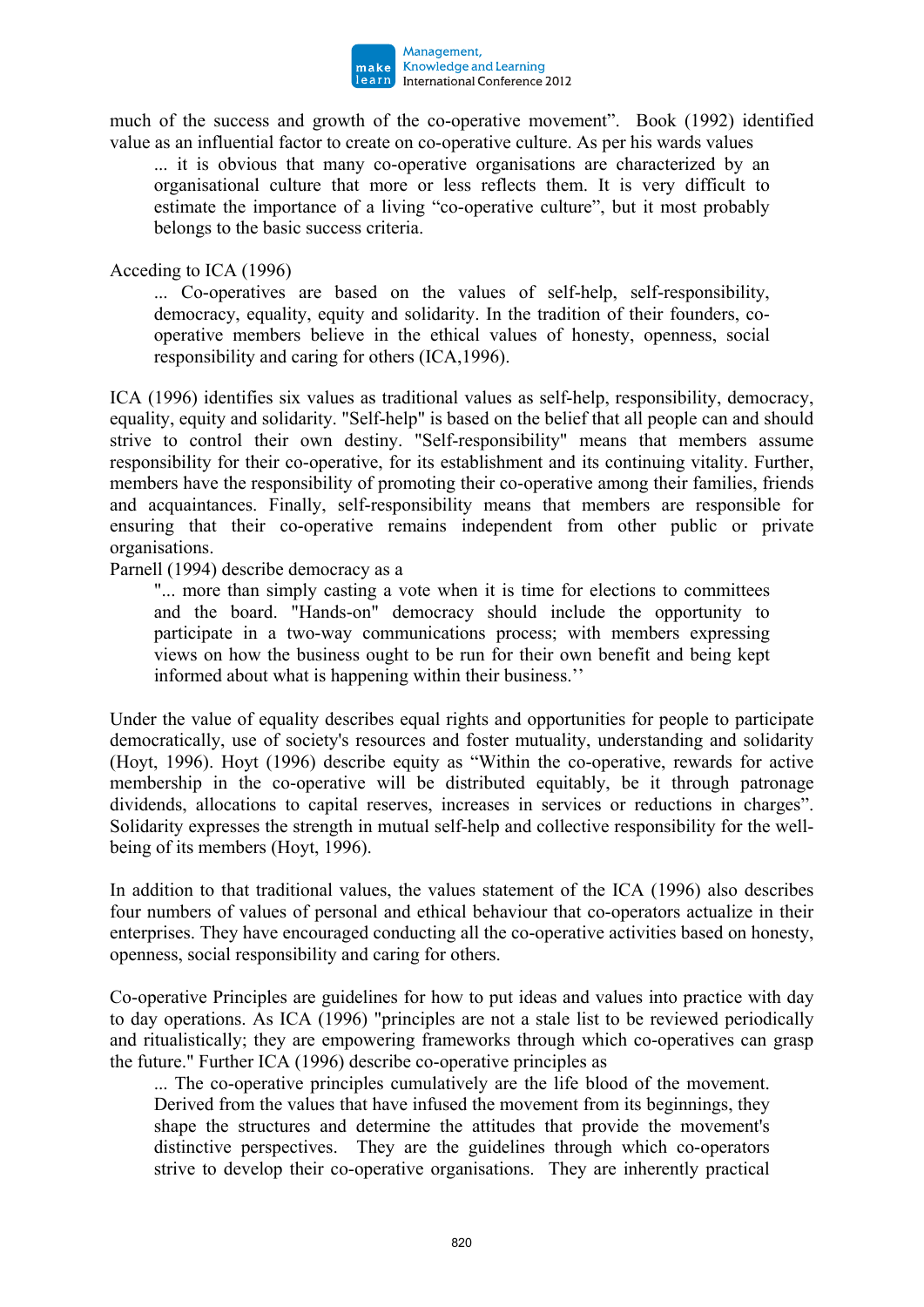much of the success and growth of the co-operative movement". Book (1992) identified value as an influential factor to create on co-operative culture. As per his wards values

> ... it is obvious that many co-operative organisations are characterized by an organisational culture that more or less reflects them. It is very difficult to estimate the importance of a living "co-operative culture", but it most probably belongs to the basic success criteria.

Acceding to ICA (1996)

> ... Co-operatives are based on the values of self-help, self-responsibility, democracy, equality, equity and solidarity. In the tradition of their founders, co-operative members believe in the ethical values of honesty, openness, social responsibility and caring for others (ICA,1996).

ICA (1996) identifies six values as traditional values as self-help, responsibility, democracy, equality, equity and solidarity. "Self-help" is based on the belief that all people can and should strive to control their own destiny. "Self-responsibility" means that members assume responsibility for their co-operative, for its establishment and its continuing vitality. Further, members have the responsibility of promoting their co-operative among their families, friends and acquaintances. Finally, self-responsibility means that members are responsible for ensuring that their co-operative remains independent from other public or private organisations.

Parnell (1994) describe democracy as a

> "... more than simply casting a vote when it is time for elections to committees and the board. "Hands-on" democracy should include the opportunity to participate in a two-way communications process; with members expressing views on how the business ought to be run for their own benefit and being kept informed about what is happening within their business.''

Under the value of equality describes equal rights and opportunities for people to participate democratically, use of society's resources and foster mutuality, understanding and solidarity (Hoyt, 1996). Hoyt (1996) describe equity as "Within the co-operative, rewards for active membership in the co-operative will be distributed equitably, be it through patronage dividends, allocations to capital reserves, increases in services or reductions in charges". Solidarity expresses the strength in mutual self-help and collective responsibility for the well-being of its members (Hoyt, 1996).

In addition to that traditional values, the values statement of the ICA (1996) also describes four numbers of values of personal and ethical behaviour that co-operators actualize in their enterprises. They have encouraged conducting all the co-operative activities based on honesty, openness, social responsibility and caring for others.

Co-operative Principles are guidelines for how to put ideas and values into practice with day to day operations. As ICA (1996) "principles are not a stale list to be reviewed periodically and ritualistically; they are empowering frameworks through which co-operatives can grasp the future." Further ICA (1996) describe co-operative principles as

> ... The co-operative principles cumulatively are the life blood of the movement. Derived from the values that have infused the movement from its beginnings, they shape the structures and determine the attitudes that provide the movement's distinctive perspectives. They are the guidelines through which co-operators strive to develop their co-operative organisations. They are inherently practical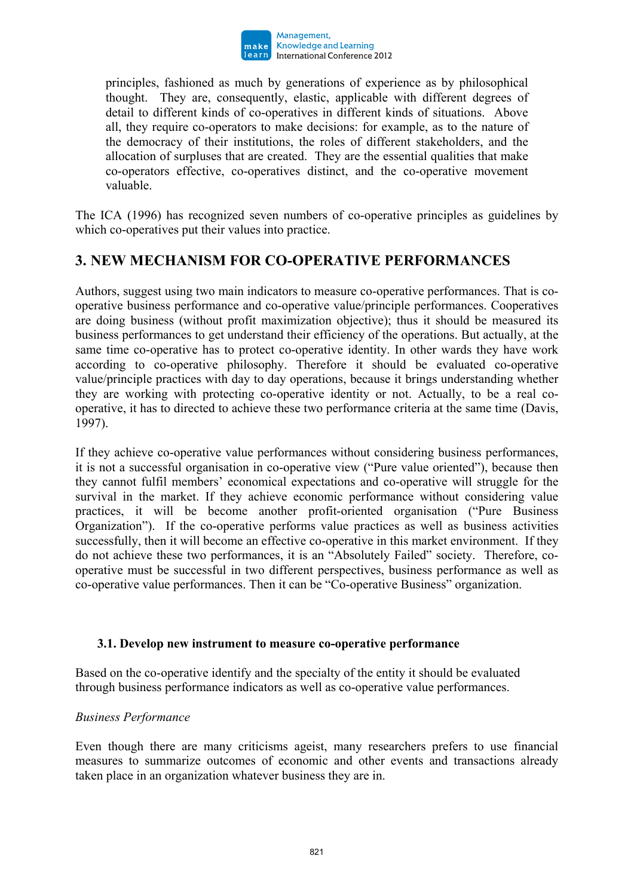> principles, fashioned as much by generations of experience as by philosophical thought. They are, consequently, elastic, applicable with different degrees of detail to different kinds of co-operatives in different kinds of situations. Above all, they require co-operators to make decisions: for example, as to the nature of the democracy of their institutions, the roles of different stakeholders, and the allocation of surpluses that are created. They are the essential qualities that make co-operators effective, co-operatives distinct, and the co-operative movement valuable.

The ICA (1996) has recognized seven numbers of co-operative principles as guidelines by which co-operatives put their values into practice.

## 3. NEW MECHANISM FOR CO-OPERATIVE PERFORMANCES

Authors, suggest using two main indicators to measure co-operative performances. That is co-operative business performance and co-operative value/principle performances. Cooperatives are doing business (without profit maximization objective); thus it should be measured its business performances to get understand their efficiency of the operations. But actually, at the same time co-operative has to protect co-operative identity. In other wards they have work according to co-operative philosophy. Therefore it should be evaluated co-operative value/principle practices with day to day operations, because it brings understanding whether they are working with protecting co-operative identity or not. Actually, to be a real co-operative, it has to directed to achieve these two performance criteria at the same time (Davis, 1997).

If they achieve co-operative value performances without considering business performances, it is not a successful organisation in co-operative view ("Pure value oriented"), because then they cannot fulfil members' economical expectations and co-operative will struggle for the survival in the market. If they achieve economic performance without considering value practices, it will be become another profit-oriented organisation ("Pure Business Organization"). If the co-operative performs value practices as well as business activities successfully, then it will become an effective co-operative in this market environment. If they do not achieve these two performances, it is an "Absolutely Failed" society. Therefore, co-operative must be successful in two different perspectives, business performance as well as co-operative value performances. Then it can be "Co-operative Business" organization.

### 3.1. Develop new instrument to measure co-operative performance

Based on the co-operative identify and the specialty of the entity it should be evaluated through business performance indicators as well as co-operative value performances.

*Business Performance*

Even though there are many criticisms ageist, many researchers prefers to use financial measures to summarize outcomes of economic and other events and transactions already taken place in an organization whatever business they are in.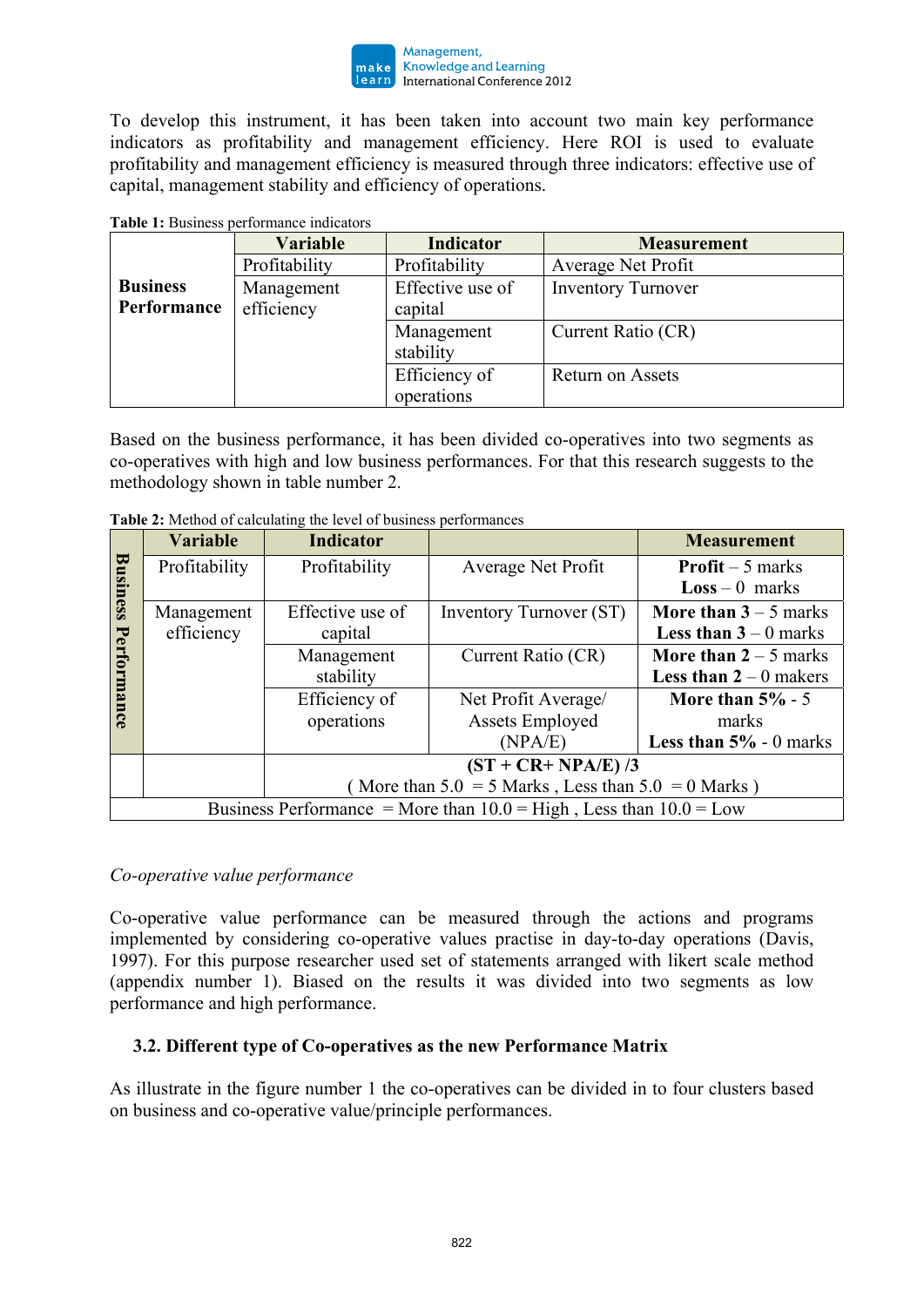To develop this instrument, it has been taken into account two main key performance indicators as profitability and management efficiency. Here ROI is used to evaluate profitability and management efficiency is measured through three indicators: effective use of capital, management stability and efficiency of operations.

**Table 1:** Business performance indicators

| | Variable | Indicator | Measurement |
|---|---|---|---|
| **Business Performance** | Profitability | Profitability | Average Net Profit |
| | Management efficiency | Effective use of capital | Inventory Turnover |
| | | Management stability | Current Ratio (CR) |
| | | Efficiency of operations | Return on Assets |

Based on the business performance, it has been divided co-operatives into two segments as co-operatives with high and low business performances. For that this research suggests to the methodology shown in table number 2.

**Table 2:** Method of calculating the level of business performances

| | Variable | Indicator | | Measurement |
|---|---|---|---|---|
| **Business Performance** | Profitability | Profitability | Average Net Profit | **Profit** – 5 marks<br>**Loss** – 0 marks |
| | Management efficiency | Effective use of capital | Inventory Turnover (ST) | **More than 3** – 5 marks<br>**Less than 3** – 0 marks |
| | | Management stability | Current Ratio (CR) | **More than 2** – 5 marks<br>**Less than 2** – 0 makers |
| | | Efficiency of operations | Net Profit Average/ Assets Employed (NPA/E) | **More than 5%** - 5 marks<br>**Less than 5%** - 0 marks |
| | | **(ST + CR+ NPA/E) /3**<br>( More than 5.0 = 5 Marks , Less than 5.0 = 0 Marks ) | | |
| Business Performance = More than 10.0 = High , Less than 10.0 = Low | | | | |

*Co-operative value performance*

Co-operative value performance can be measured through the actions and programs implemented by considering co-operative values practise in day-to-day operations (Davis, 1997). For this purpose researcher used set of statements arranged with likert scale method (appendix number 1). Biased on the results it was divided into two segments as low performance and high performance.

### 3.2. Different type of Co-operatives as the new Performance Matrix

As illustrate in the figure number 1 the co-operatives can be divided in to four clusters based on business and co-operative value/principle performances.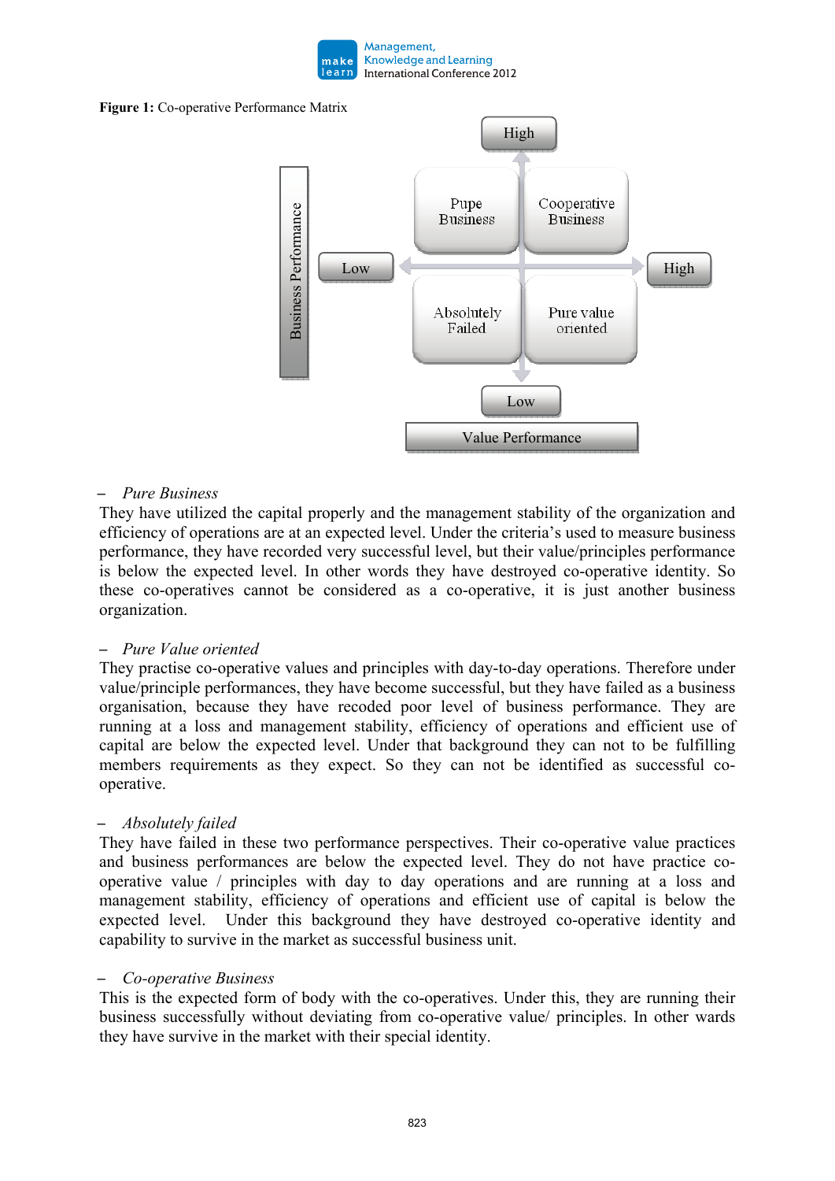**Figure 1:** Co-operative Performance Matrix

| | Low (Value Performance) | High (Value Performance) |
|---|---|---|
| **High (Business Performance)** | Pupe Business | Cooperative Business |
| **Low (Business Performance)** | Absolutely Failed | Pure value oriented |

– *Pure Business*

They have utilized the capital properly and the management stability of the organization and efficiency of operations are at an expected level. Under the criteria's used to measure business performance, they have recorded very successful level, but their value/principles performance is below the expected level. In other words they have destroyed co-operative identity. So these co-operatives cannot be considered as a co-operative, it is just another business organization.

– *Pure Value oriented*

They practise co-operative values and principles with day-to-day operations. Therefore under value/principle performances, they have become successful, but they have failed as a business organisation, because they have recoded poor level of business performance. They are running at a loss and management stability, efficiency of operations and efficient use of capital are below the expected level. Under that background they can not to be fulfilling members requirements as they expect. So they can not be identified as successful co-operative.

– *Absolutely failed*

They have failed in these two performance perspectives. Their co-operative value practices and business performances are below the expected level. They do not have practice co-operative value / principles with day to day operations and are running at a loss and management stability, efficiency of operations and efficient use of capital is below the expected level. Under this background they have destroyed co-operative identity and capability to survive in the market as successful business unit.

– *Co-operative Business*

This is the expected form of body with the co-operatives. Under this, they are running their business successfully without deviating from co-operative value/ principles. In other wards they have survive in the market with their special identity.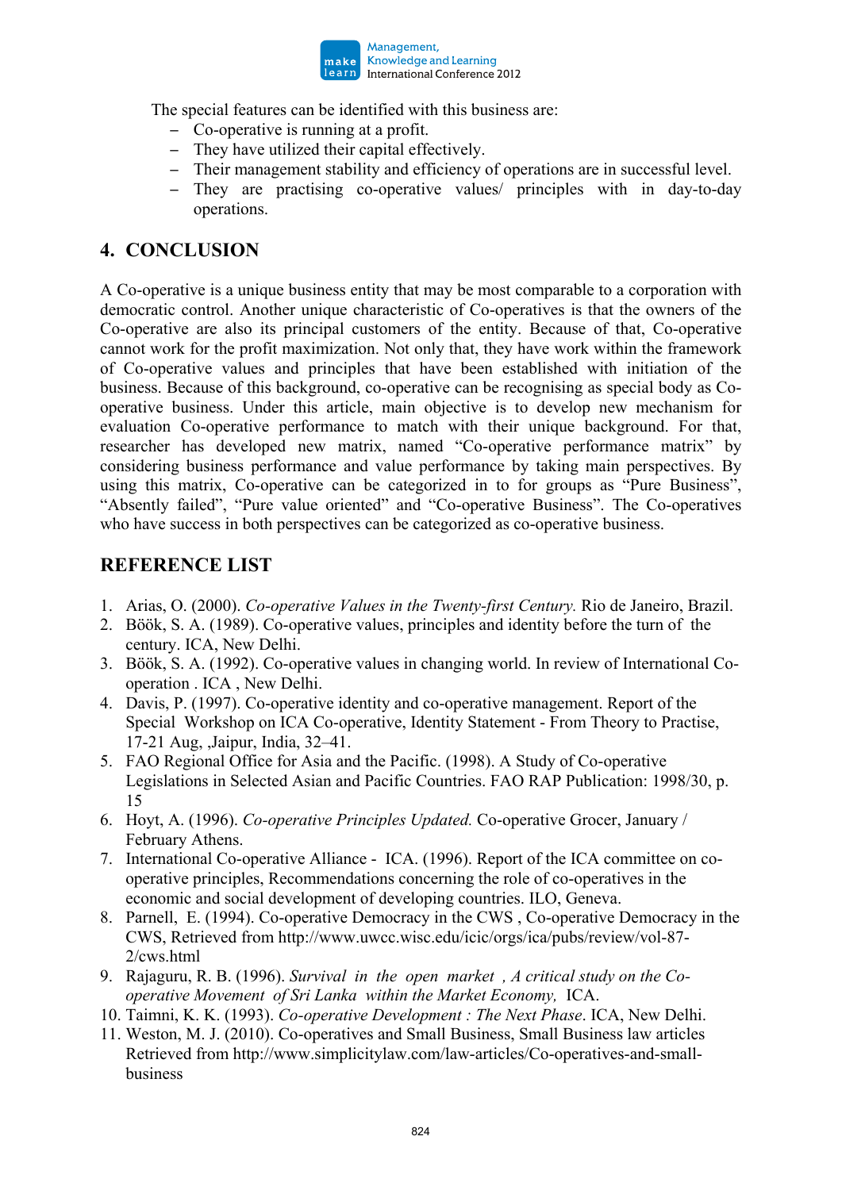The special features can be identified with this business are:

- Co-operative is running at a profit.
- They have utilized their capital effectively.
- Their management stability and efficiency of operations are in successful level.
- They are practising co-operative values/ principles with in day-to-day operations.

## 4. CONCLUSION

A Co-operative is a unique business entity that may be most comparable to a corporation with democratic control. Another unique characteristic of Co-operatives is that the owners of the Co-operative are also its principal customers of the entity. Because of that, Co-operative cannot work for the profit maximization. Not only that, they have work within the framework of Co-operative values and principles that have been established with initiation of the business. Because of this background, co-operative can be recognising as special body as Co-operative business. Under this article, main objective is to develop new mechanism for evaluation Co-operative performance to match with their unique background. For that, researcher has developed new matrix, named "Co-operative performance matrix" by considering business performance and value performance by taking main perspectives. By using this matrix, Co-operative can be categorized in to for groups as "Pure Business", "Absently failed", "Pure value oriented" and "Co-operative Business". The Co-operatives who have success in both perspectives can be categorized as co-operative business.

## REFERENCE LIST

1. Arias, O. (2000). *Co-operative Values in the Twenty-first Century.* Rio de Janeiro, Brazil.
2. Böök, S. A. (1989). Co-operative values, principles and identity before the turn of the century. ICA, New Delhi.
3. Böök, S. A. (1992). Co-operative values in changing world. In review of International Co-operation . ICA , New Delhi.
4. Davis, P. (1997). Co-operative identity and co-operative management. Report of the Special Workshop on ICA Co-operative, Identity Statement - From Theory to Practise, 17-21 Aug, ,Jaipur, India, 32–41.
5. FAO Regional Office for Asia and the Pacific. (1998). A Study of Co-operative Legislations in Selected Asian and Pacific Countries. FAO RAP Publication: 1998/30, p. 15
6. Hoyt, A. (1996). *Co-operative Principles Updated.* Co-operative Grocer, January / February Athens.
7. International Co-operative Alliance - ICA. (1996). Report of the ICA committee on co-operative principles, Recommendations concerning the role of co-operatives in the economic and social development of developing countries. ILO, Geneva.
8. Parnell, E. (1994). Co-operative Democracy in the CWS , Co-operative Democracy in the CWS, Retrieved from http://www.uwcc.wisc.edu/icic/orgs/ica/pubs/review/vol-87-2/cws.html
9. Rajaguru, R. B. (1996). *Survival in the open market , A critical study on the Co-operative Movement of Sri Lanka within the Market Economy,* ICA.
10. Taimni, K. K. (1993). *Co-operative Development : The Next Phase*. ICA, New Delhi.
11. Weston, M. J. (2010). Co-operatives and Small Business, Small Business law articles Retrieved from http://www.simplicitylaw.com/law-articles/Co-operatives-and-small-business